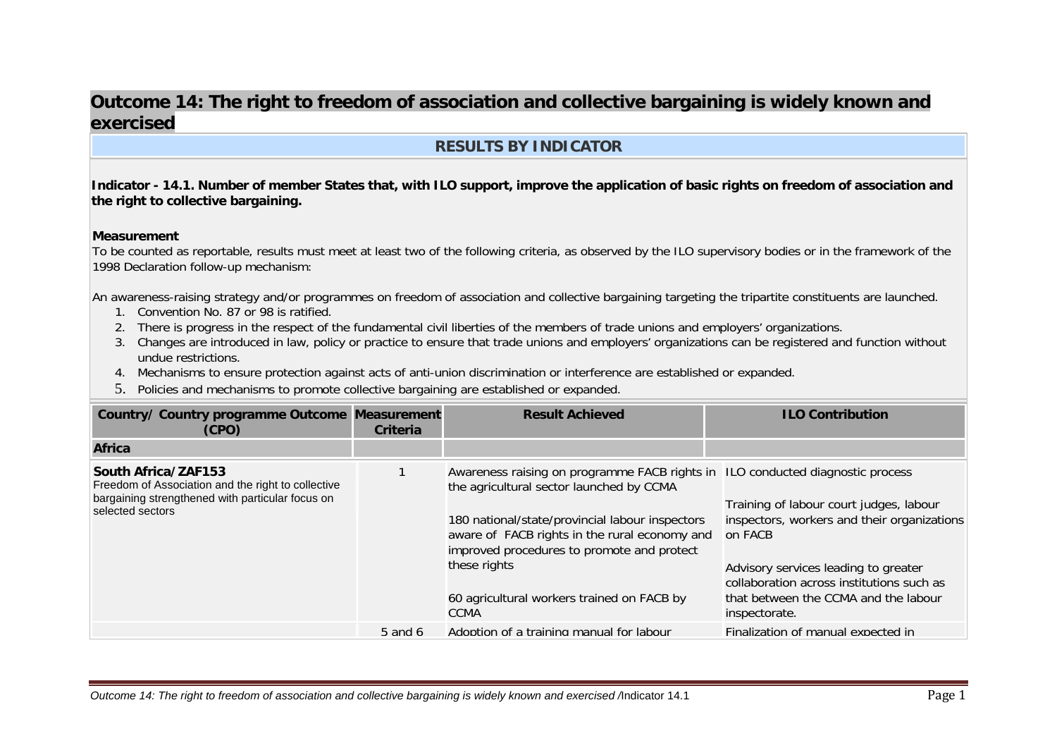# Outcome 14: The right to freedom of association and collective bargaining is widely known and exercised

## RESULTS BY INDICATOR

**Indicator - 14.1. Number of member States that, with ILO support, improve the application of basic rights on freedom of association and the right to collective bargaining.**

**Measurement**

To be counted as reportable, results must meet at least two of the following criteria, as observed by the ILO supervisory bodies or in the framework of the 1998 Declaration follow-up mechanism:

An awareness-raising strategy and/or programmes on freedom of association and collective bargaining targeting the tripartite constituents are launched.

1. Convention No. 87 or 98 is ratified.
2. There is progress in the respect of the fundamental civil liberties of the members of trade unions and employers' organizations.
3. Changes are introduced in law, policy or practice to ensure that trade unions and employers' organizations can be registered and function without undue restrictions.
4. Mechanisms to ensure protection against acts of anti-union discrimination or interference are established or expanded.
5. Policies and mechanisms to promote collective bargaining are established or expanded.

| Country/ Country programme Outcome (CPO) | Measurement Criteria | Result Achieved | ILO Contribution |
|---|---|---|---|
| **Africa** | | | |
| **South Africa/ZAF153**<br>Freedom of Association and the right to collective bargaining strengthened with particular focus on selected sectors | 1 | Awareness raising on programme FACB rights in the agricultural sector launched by CCMA<br><br>180 national/state/provincial labour inspectors aware of FACB rights in the rural economy and improved procedures to promote and protect these rights<br><br>60 agricultural workers trained on FACB by CCMA | ILO conducted diagnostic process<br><br>Training of labour court judges, labour inspectors, workers and their organizations on FACB<br><br>Advisory services leading to greater collaboration across institutions such as that between the CCMA and the labour inspectorate. |
| | 5 and 6 | Adoption of a training manual for labour | Finalization of manual expected in |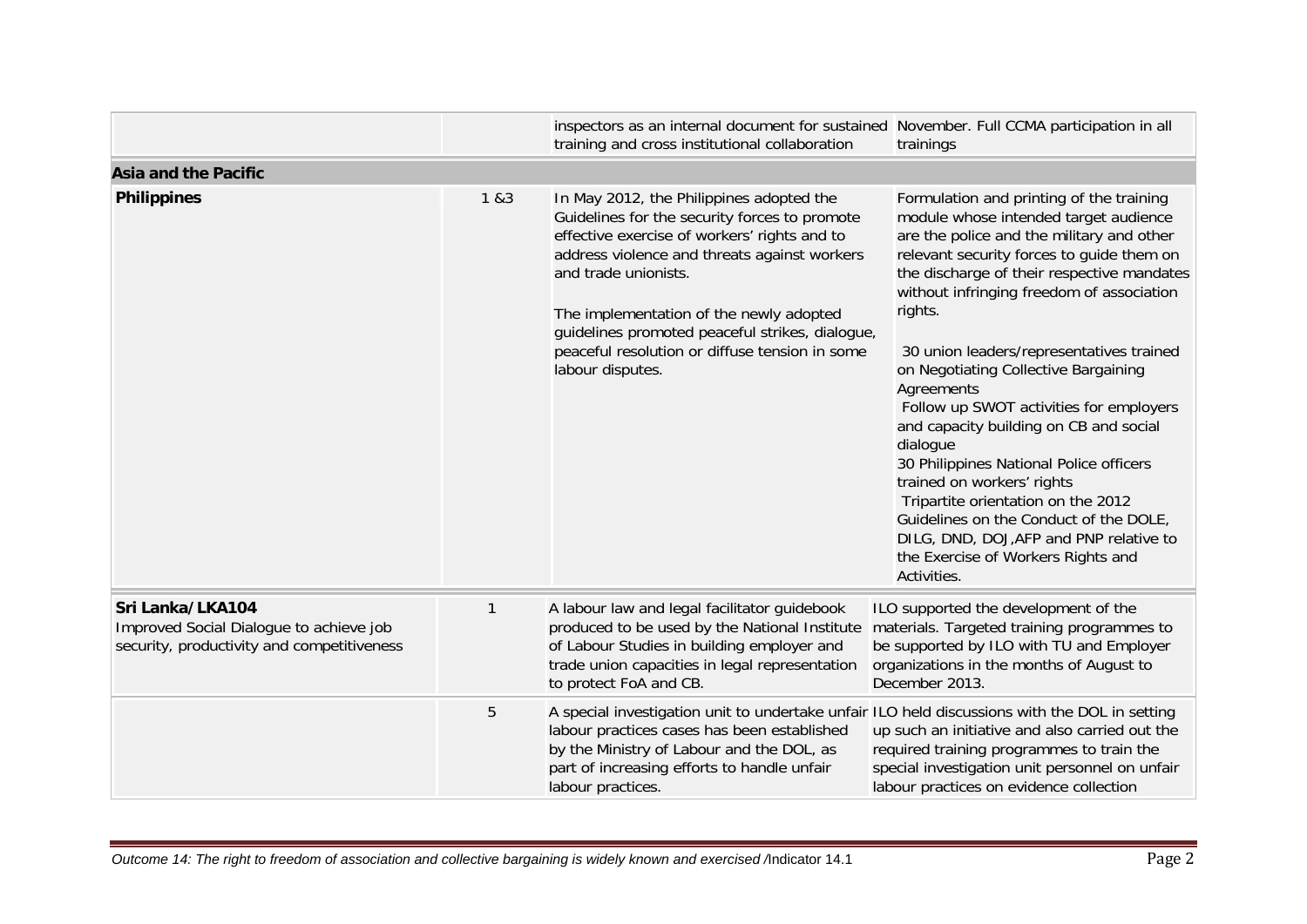| | | | |
|---|---|---|---|
| | | inspectors as an internal document for sustained training and cross institutional collaboration | November. Full CCMA participation in all trainings |
| **Asia and the Pacific** | | | |
| **Philippines** | 1 &3 | In May 2012, the Philippines adopted the Guidelines for the security forces to promote effective exercise of workers' rights and to address violence and threats against workers and trade unionists.<br><br>The implementation of the newly adopted guidelines promoted peaceful strikes, dialogue, peaceful resolution or diffuse tension in some labour disputes. | Formulation and printing of the training module whose intended target audience are the police and the military and other relevant security forces to guide them on the discharge of their respective mandates without infringing freedom of association rights.<br><br>30 union leaders/representatives trained on Negotiating Collective Bargaining Agreements<br>Follow up SWOT activities for employers and capacity building on CB and social dialogue<br>30 Philippines National Police officers trained on workers' rights<br>Tripartite orientation on the 2012 Guidelines on the Conduct of the DOLE, DILG, DND, DOJ,AFP and PNP relative to the Exercise of Workers Rights and Activities. |
| **Sri Lanka/LKA104**<br>Improved Social Dialogue to achieve job security, productivity and competitiveness | 1 | A labour law and legal facilitator guidebook produced to be used by the National Institute of Labour Studies in building employer and trade union capacities in legal representation to protect FoA and CB. | ILO supported the development of the materials. Targeted training programmes to be supported by ILO with TU and Employer organizations in the months of August to December 2013. |
| | 5 | A special investigation unit to undertake unfair labour practices cases has been established by the Ministry of Labour and the DOL, as part of increasing efforts to handle unfair labour practices. | ILO held discussions with the DOL in setting up such an initiative and also carried out the required training programmes to train the special investigation unit personnel on unfair labour practices on evidence collection |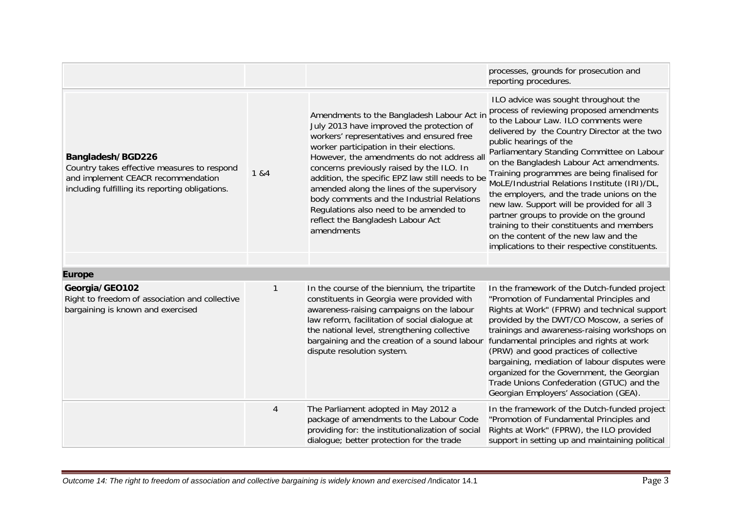| | | | |
|---|---|---|---|
| | | | processes, grounds for prosecution and reporting procedures. |
| **Bangladesh/BGD226**<br>Country takes effective measures to respond and implement CEACR recommendation including fulfilling its reporting obligations. | 1 &4 | Amendments to the Bangladesh Labour Act in July 2013 have improved the protection of workers' representatives and ensured free worker participation in their elections. However, the amendments do not address all concerns previously raised by the ILO. In addition, the specific EPZ law still needs to be amended along the lines of the supervisory body comments and the Industrial Relations Regulations also need to be amended to reflect the Bangladesh Labour Act amendments | ILO advice was sought throughout the process of reviewing proposed amendments to the Labour Law. ILO comments were delivered by the Country Director at the two public hearings of the Parliamentary Standing Committee on Labour on the Bangladesh Labour Act amendments. Training programmes are being finalised for MoLE/Industrial Relations Institute (IRI)/DL, the employers, and the trade unions on the new law. Support will be provided for all 3 partner groups to provide on the ground training to their constituents and members on the content of the new law and the implications to their respective constituents. |
| | | | |
| **Europe** | | | |
| **Georgia/GEO102**<br>Right to freedom of association and collective bargaining is known and exercised | 1 | In the course of the biennium, the tripartite constituents in Georgia were provided with awareness-raising campaigns on the labour law reform, facilitation of social dialogue at the national level, strengthening collective bargaining and the creation of a sound labour dispute resolution system. | In the framework of the Dutch-funded project "Promotion of Fundamental Principles and Rights at Work" (FPRW) and technical support provided by the DWT/CO Moscow, a series of trainings and awareness-raising workshops on fundamental principles and rights at work (PRW) and good practices of collective bargaining, mediation of labour disputes were organized for the Government, the Georgian Trade Unions Confederation (GTUC) and the Georgian Employers' Association (GEA). |
| | 4 | The Parliament adopted in May 2012 a package of amendments to the Labour Code providing for: the institutionalization of social dialogue; better protection for the trade | In the framework of the Dutch-funded project "Promotion of Fundamental Principles and Rights at Work" (FPRW), the ILO provided support in setting up and maintaining political |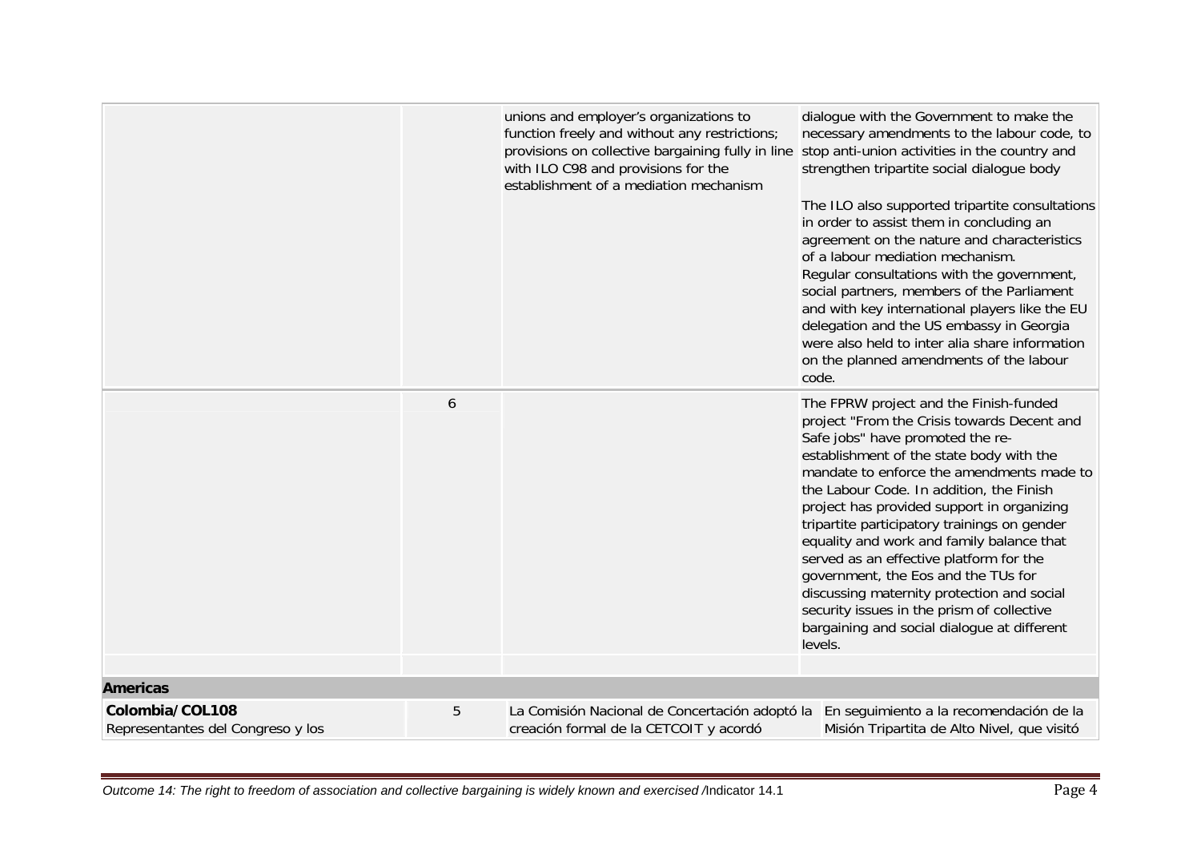| | | | |
|---|---|---|---|
| | | unions and employer's organizations to function freely and without any restrictions; provisions on collective bargaining fully in line with ILO C98 and provisions for the establishment of a mediation mechanism | dialogue with the Government to make the necessary amendments to the labour code, to stop anti-union activities in the country and strengthen tripartite social dialogue body<br><br>The ILO also supported tripartite consultations in order to assist them in concluding an agreement on the nature and characteristics of a labour mediation mechanism.<br>Regular consultations with the government, social partners, members of the Parliament and with key international players like the EU delegation and the US embassy in Georgia were also held to inter alia share information on the planned amendments of the labour code. |
| | 6 | | The FPRW project and the Finish-funded project "From the Crisis towards Decent and Safe jobs" have promoted the re-establishment of the state body with the mandate to enforce the amendments made to the Labour Code. In addition, the Finish project has provided support in organizing tripartite participatory trainings on gender equality and work and family balance that served as an effective platform for the government, the Eos and the TUs for discussing maternity protection and social security issues in the prism of collective bargaining and social dialogue at different levels. |
| | | | |
| **Americas** | | | |
| **Colombia/COL108**<br>Representantes del Congreso y los | 5 | La Comisión Nacional de Concertación adoptó la creación formal de la CETCOIT y acordó | En seguimiento a la recomendación de la Misión Tripartita de Alto Nivel, que visitó |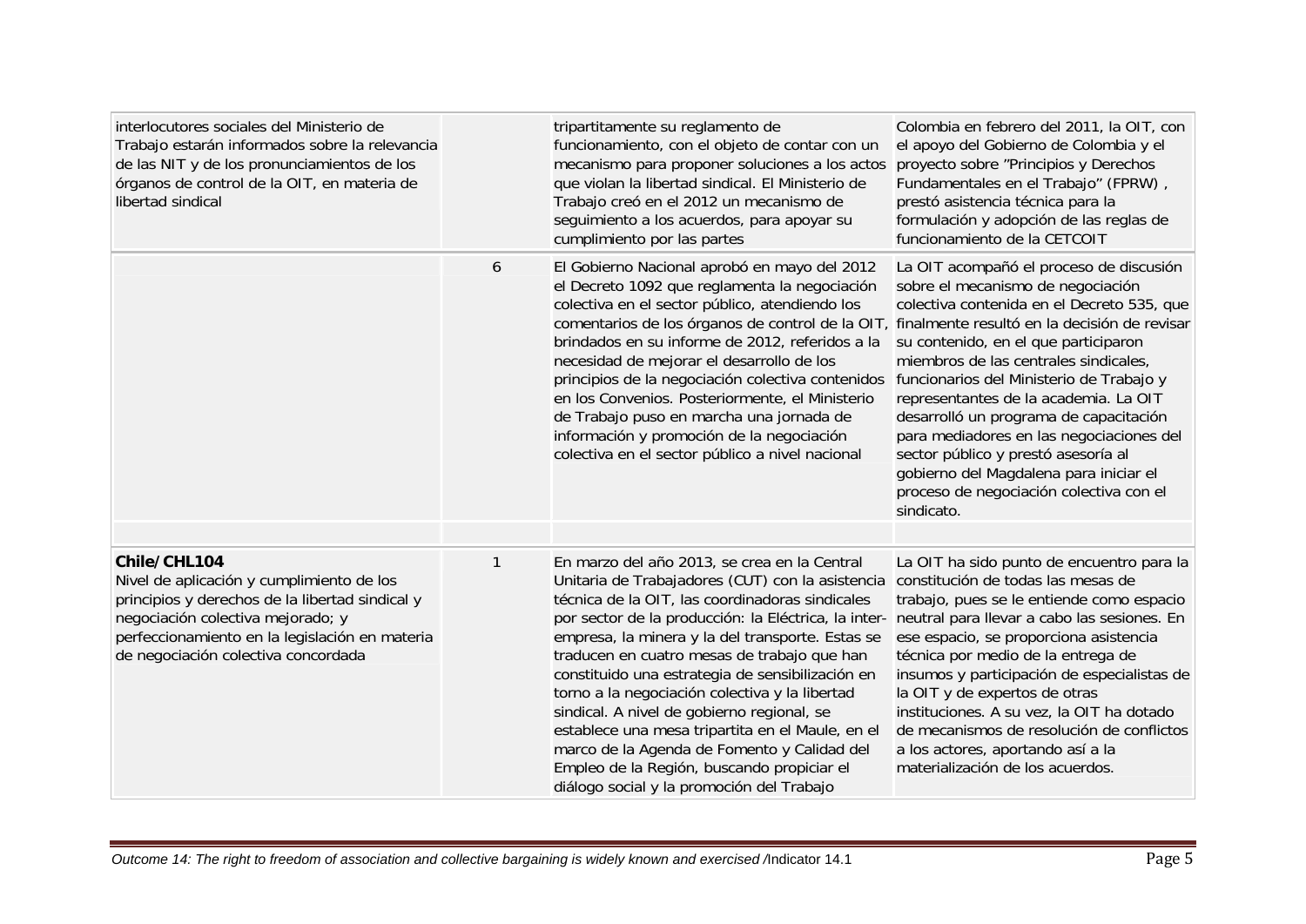| | | | |
|---|---|---|---|
| interlocutores sociales del Ministerio de Trabajo estarán informados sobre la relevancia de las NIT y de los pronunciamientos de los órganos de control de la OIT, en materia de libertad sindical | | tripartitamente su reglamento de funcionamiento, con el objeto de contar con un mecanismo para proponer soluciones a los actos que violan la libertad sindical. El Ministerio de Trabajo creó en el 2012 un mecanismo de seguimiento a los acuerdos, para apoyar su cumplimiento por las partes | Colombia en febrero del 2011, la OIT, con el apoyo del Gobierno de Colombia y el proyecto sobre "Principios y Derechos Fundamentales en el Trabajo" (FPRW) , prestó asistencia técnica para la formulación y adopción de las reglas de funcionamiento de la CETCOIT |
| | 6 | El Gobierno Nacional aprobó en mayo del 2012 el Decreto 1092 que reglamenta la negociación colectiva en el sector público, atendiendo los comentarios de los órganos de control de la OIT, brindados en su informe de 2012, referidos a la necesidad de mejorar el desarrollo de los principios de la negociación colectiva contenidos en los Convenios. Posteriormente, el Ministerio de Trabajo puso en marcha una jornada de información y promoción de la negociación colectiva en el sector público a nivel nacional | La OIT acompañó el proceso de discusión sobre el mecanismo de negociación colectiva contenida en el Decreto 535, que finalmente resultó en la decisión de revisar su contenido, en el que participaron miembros de las centrales sindicales, funcionarios del Ministerio de Trabajo y representantes de la academia. La OIT desarrolló un programa de capacitación para mediadores en las negociaciones del sector público y prestó asesoría al gobierno del Magdalena para iniciar el proceso de negociación colectiva con el sindicato. |
| | | | |
| **Chile/CHL104** Nivel de aplicación y cumplimiento de los principios y derechos de la libertad sindical y negociación colectiva mejorado; y perfeccionamiento en la legislación en materia de negociación colectiva concordada | 1 | En marzo del año 2013, se crea en la Central Unitaria de Trabajadores (CUT) con la asistencia técnica de la OIT, las coordinadoras sindicales por sector de la producción: la Eléctrica, la inter-empresa, la minera y la del transporte. Estas se traducen en cuatro mesas de trabajo que han constituido una estrategia de sensibilización en torno a la negociación colectiva y la libertad sindical. A nivel de gobierno regional, se establece una mesa tripartita en el Maule, en el marco de la Agenda de Fomento y Calidad del Empleo de la Región, buscando propiciar el diálogo social y la promoción del Trabajo | La OIT ha sido punto de encuentro para la constitución de todas las mesas de trabajo, pues se le entiende como espacio neutral para llevar a cabo las sesiones. En ese espacio, se proporciona asistencia técnica por medio de la entrega de insumos y participación de especialistas de la OIT y de expertos de otras instituciones. A su vez, la OIT ha dotado de mecanismos de resolución de conflictos a los actores, aportando así a la materialización de los acuerdos. |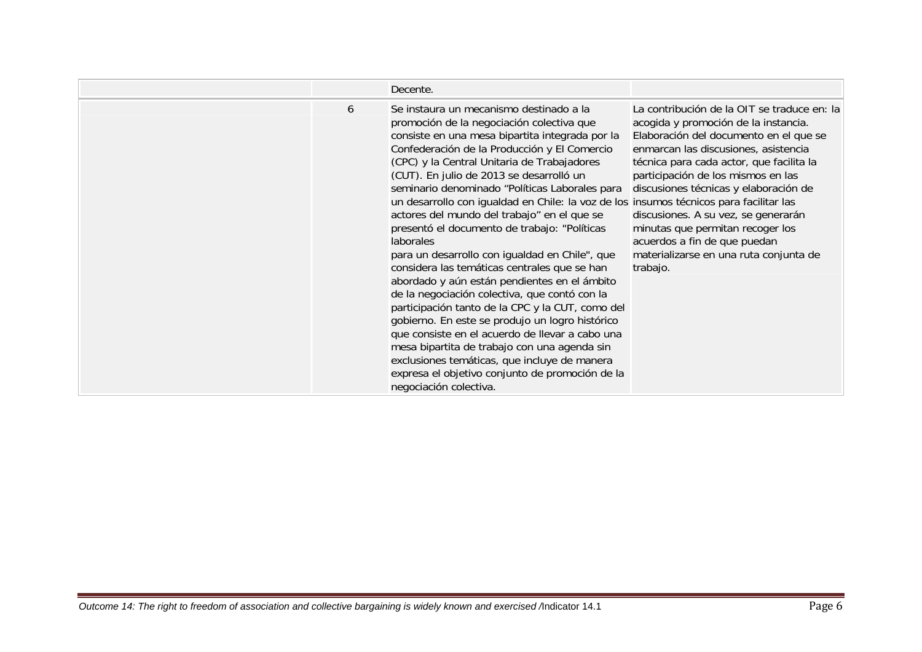| | | | |
|---|---|---|---|
| | | Decente. | |
| | 6 | Se instaura un mecanismo destinado a la promoción de la negociación colectiva que consiste en una mesa bipartita integrada por la Confederación de la Producción y El Comercio (CPC) y la Central Unitaria de Trabajadores (CUT). En julio de 2013 se desarrolló un seminario denominado "Políticas Laborales para un desarrollo con igualdad en Chile: la voz de los actores del mundo del trabajo" en el que se presentó el documento de trabajo: "Políticas laborales para un desarrollo con igualdad en Chile", que considera las temáticas centrales que se han abordado y aún están pendientes en el ámbito de la negociación colectiva, que contó con la participación tanto de la CPC y la CUT, como del gobierno. En este se produjo un logro histórico que consiste en el acuerdo de llevar a cabo una mesa bipartita de trabajo con una agenda sin exclusiones temáticas, que incluye de manera expresa el objetivo conjunto de promoción de la negociación colectiva. | La contribución de la OIT se traduce en: la acogida y promoción de la instancia. Elaboración del documento en el que se enmarcan las discusiones, asistencia técnica para cada actor, que facilita la participación de los mismos en las discusiones técnicas y elaboración de insumos técnicos para facilitar las discusiones. A su vez, se generarán minutas que permitan recoger los acuerdos a fin de que puedan materializarse en una ruta conjunta de trabajo. |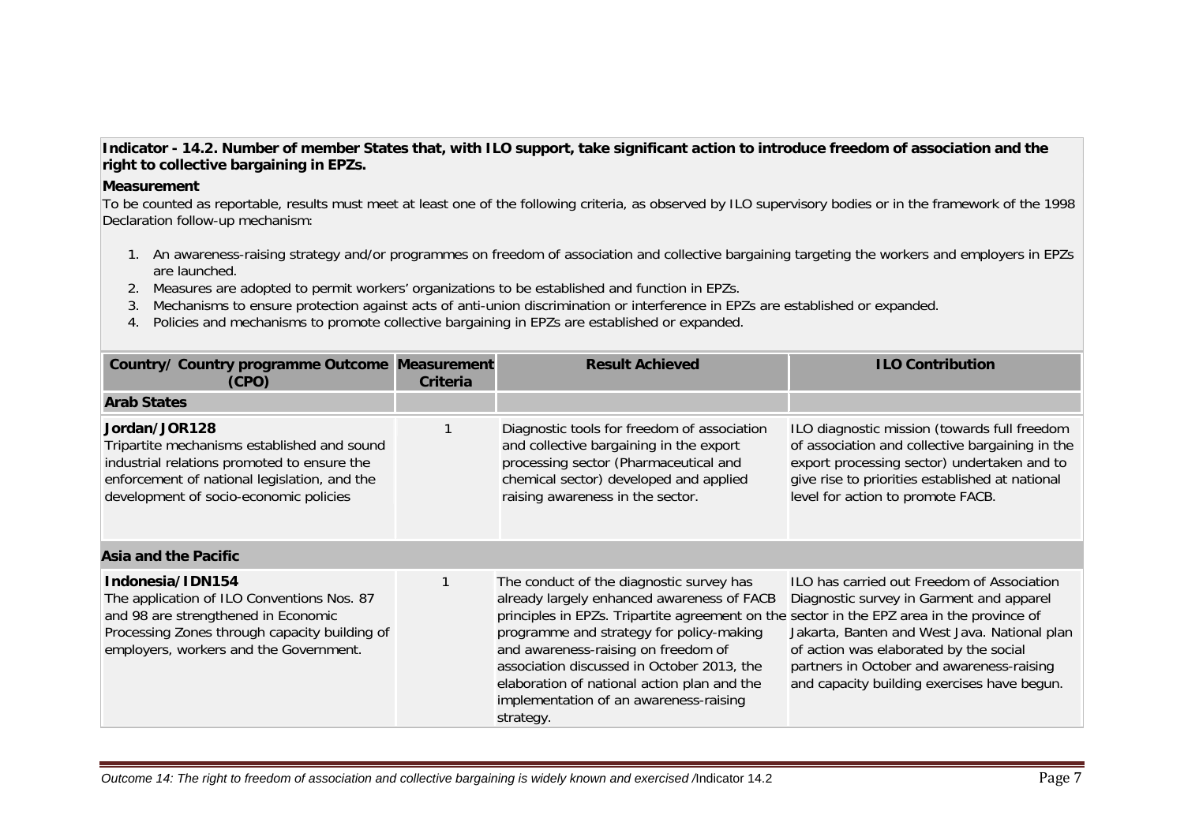**Indicator - 14.2. Number of member States that, with ILO support, take significant action to introduce freedom of association and the right to collective bargaining in EPZs.**

**Measurement**

To be counted as reportable, results must meet at least one of the following criteria, as observed by ILO supervisory bodies or in the framework of the 1998 Declaration follow-up mechanism:

1. An awareness-raising strategy and/or programmes on freedom of association and collective bargaining targeting the workers and employers in EPZs are launched.
2. Measures are adopted to permit workers' organizations to be established and function in EPZs.
3. Mechanisms to ensure protection against acts of anti-union discrimination or interference in EPZs are established or expanded.
4. Policies and mechanisms to promote collective bargaining in EPZs are established or expanded.

| Country/ Country programme Outcome (CPO) | Measurement Criteria | Result Achieved | ILO Contribution |
|---|---|---|---|
| **Arab States** | | | |
| **Jordan/JOR128**<br>Tripartite mechanisms established and sound industrial relations promoted to ensure the enforcement of national legislation, and the development of socio-economic policies | 1 | Diagnostic tools for freedom of association and collective bargaining in the export processing sector (Pharmaceutical and chemical sector) developed and applied raising awareness in the sector. | ILO diagnostic mission (towards full freedom of association and collective bargaining in the export processing sector) undertaken and to give rise to priorities established at national level for action to promote FACB. |
| **Asia and the Pacific** | | | |
| **Indonesia/IDN154**<br>The application of ILO Conventions Nos. 87 and 98 are strengthened in Economic Processing Zones through capacity building of employers, workers and the Government. | 1 | The conduct of the diagnostic survey has already largely enhanced awareness of FACB principles in EPZs. Tripartite agreement on the programme and strategy for policy-making and awareness-raising on freedom of association discussed in October 2013, the elaboration of national action plan and the implementation of an awareness-raising strategy. | ILO has carried out Freedom of Association Diagnostic survey in Garment and apparel sector in the EPZ area in the province of Jakarta, Banten and West Java. National plan of action was elaborated by the social partners in October and awareness-raising and capacity building exercises have begun. |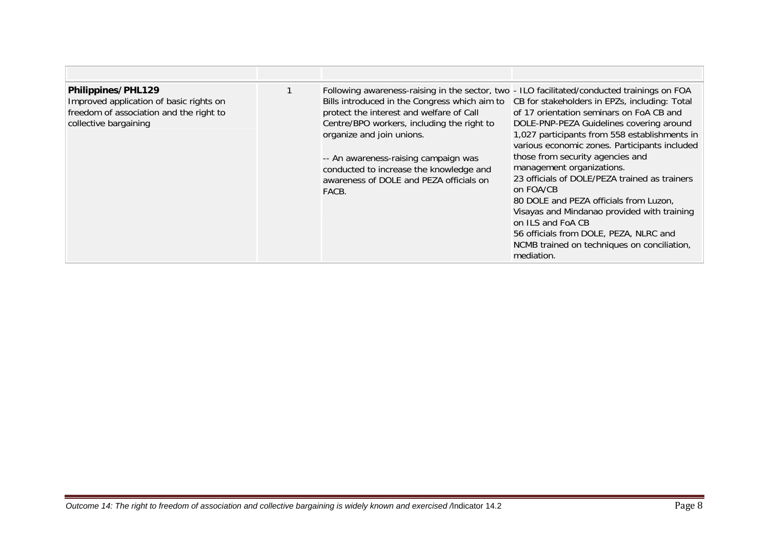| | | | |
|---|---|---|---|
| **Philippines/PHL129**<br>Improved application of basic rights on freedom of association and the right to collective bargaining | 1 | Following awareness-raising in the sector, two Bills introduced in the Congress which aim to protect the interest and welfare of Call Centre/BPO workers, including the right to organize and join unions.<br><br>-- An awareness-raising campaign was conducted to increase the knowledge and awareness of DOLE and PEZA officials on FACB. | - ILO facilitated/conducted trainings on FOA CB for stakeholders in EPZs, including: Total of 17 orientation seminars on FoA CB and DOLE-PNP-PEZA Guidelines covering around 1,027 participants from 558 establishments in various economic zones. Participants included those from security agencies and management organizations.<br>23 officials of DOLE/PEZA trained as trainers on FOA/CB<br>80 DOLE and PEZA officials from Luzon, Visayas and Mindanao provided with training on ILS and FoA CB<br>56 officials from DOLE, PEZA, NLRC and NCMB trained on techniques on conciliation, mediation. |